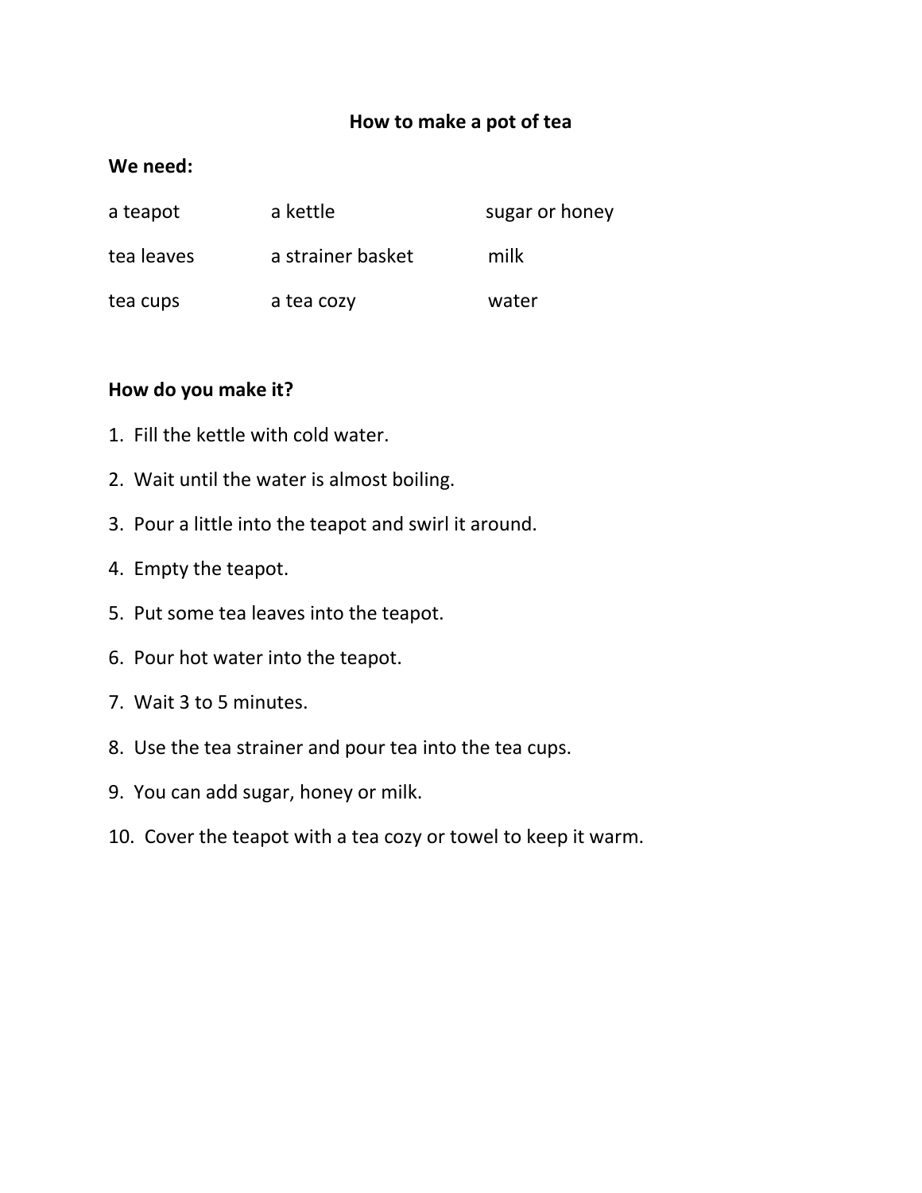# How to make a pot of tea

**We need:**

| | | |
|---|---|---|
| a teapot | a kettle | sugar or honey |
| tea leaves | a strainer basket | milk |
| tea cups | a tea cozy | water |

**How do you make it?**

1. Fill the kettle with cold water.
2. Wait until the water is almost boiling.
3. Pour a little into the teapot and swirl it around.
4. Empty the teapot.
5. Put some tea leaves into the teapot.
6. Pour hot water into the teapot.
7. Wait 3 to 5 minutes.
8. Use the tea strainer and pour tea into the tea cups.
9. You can add sugar, honey or milk.
10. Cover the teapot with a tea cozy or towel to keep it warm.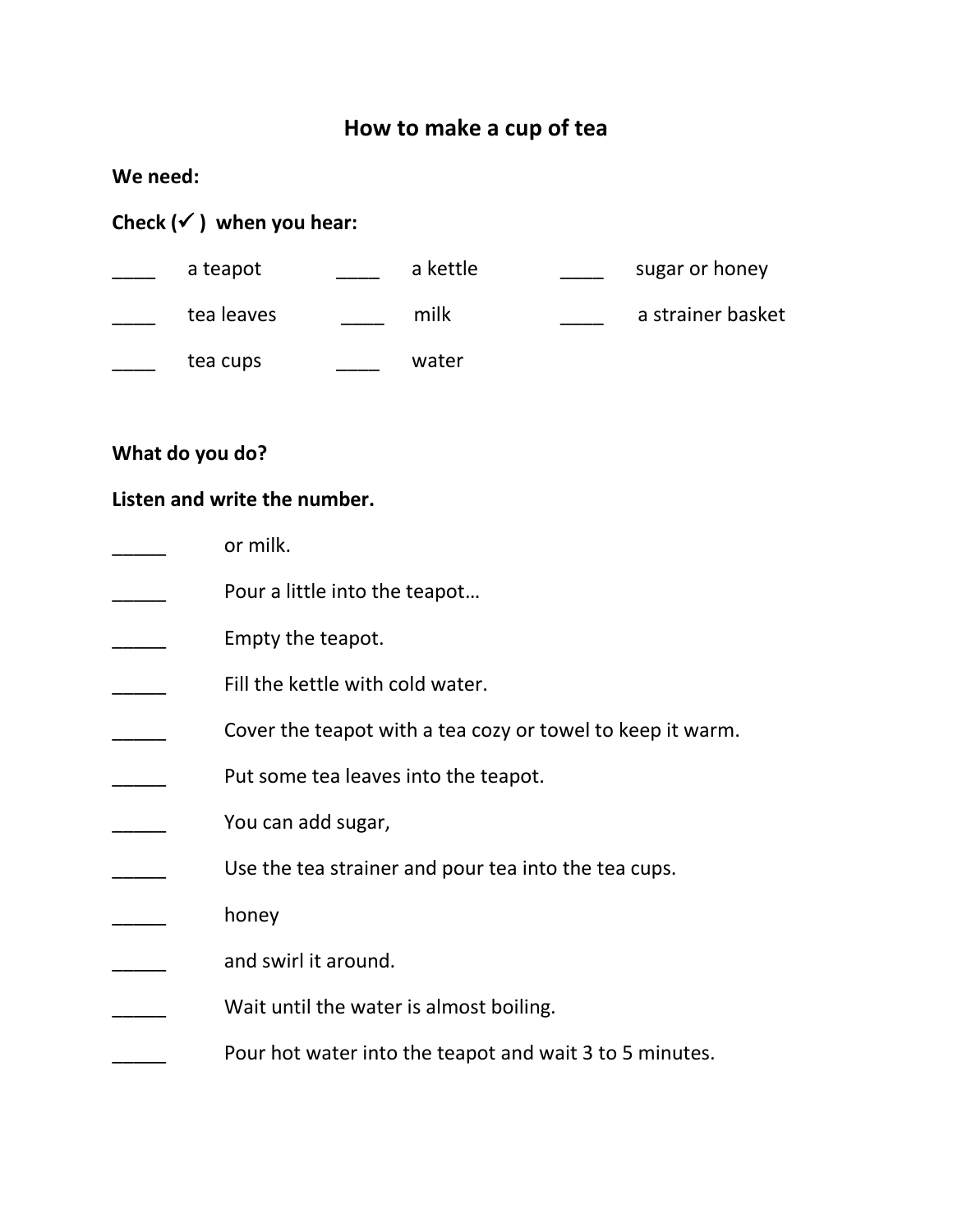# How to make a cup of tea

**We need:**

**Check (✓) when you hear:**

| | | | | | |
|---|---|---|---|---|---|
| ____ | a teapot | ____ | a kettle | ____ | sugar or honey |
| ____ | tea leaves | ____ | milk | ____ | a strainer basket |
| ____ | tea cups | ____ | water | | |

**What do you do?**

**Listen and write the number.**

_____ or milk.

_____ Pour a little into the teapot…

_____ Empty the teapot.

_____ Fill the kettle with cold water.

_____ Cover the teapot with a tea cozy or towel to keep it warm.

_____ Put some tea leaves into the teapot.

_____ You can add sugar,

_____ Use the tea strainer and pour tea into the tea cups.

_____ honey

_____ and swirl it around.

_____ Wait until the water is almost boiling.

_____ Pour hot water into the teapot and wait 3 to 5 minutes.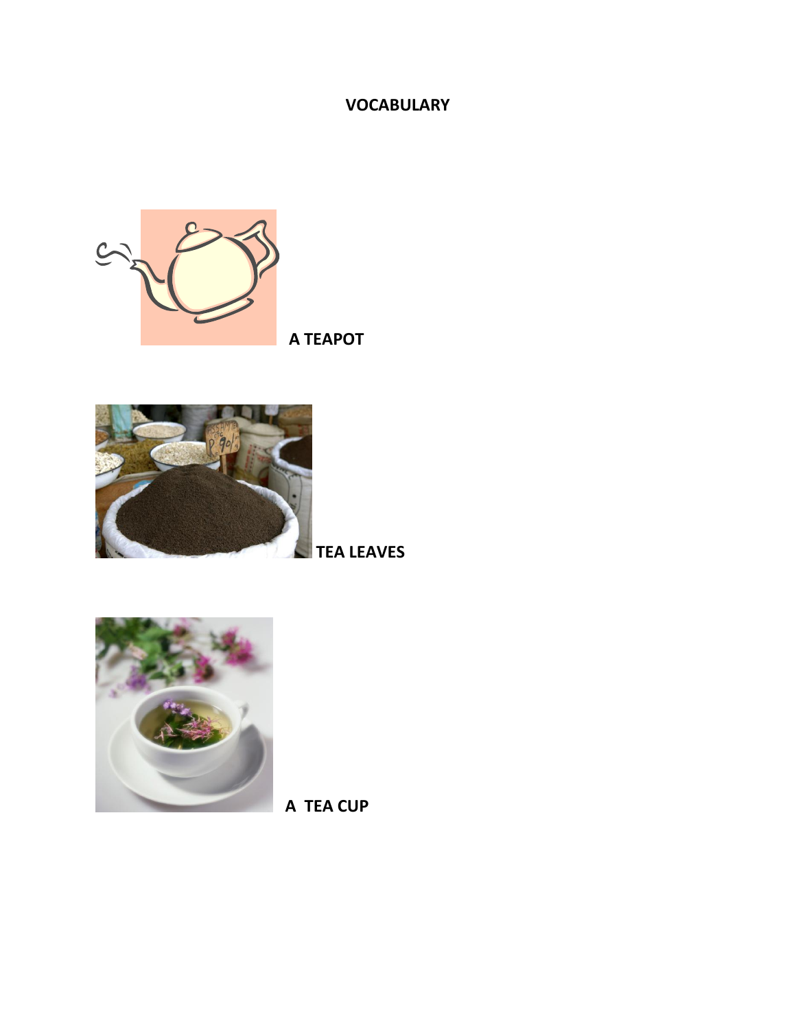# VOCABULARY

**A TEAPOT**

**TEA LEAVES**

**A TEA CUP**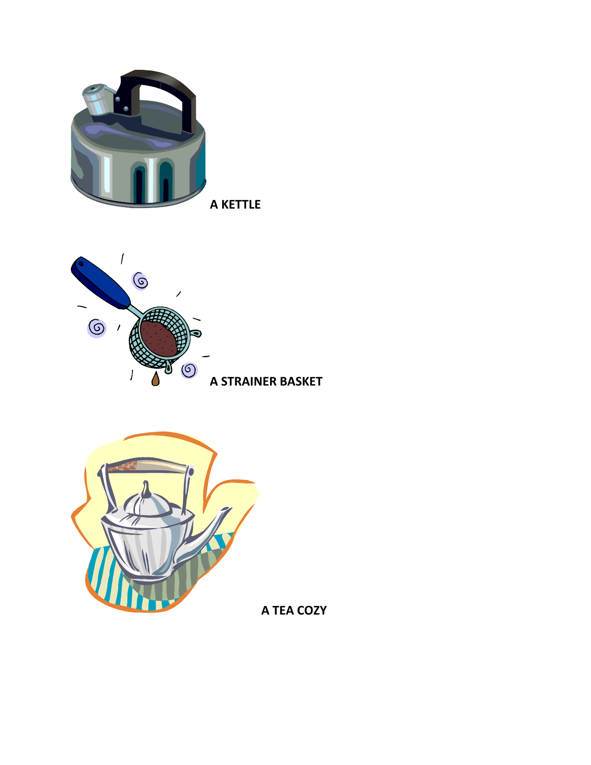**A KETTLE**

**A STRAINER BASKET**

**A TEA COZY**